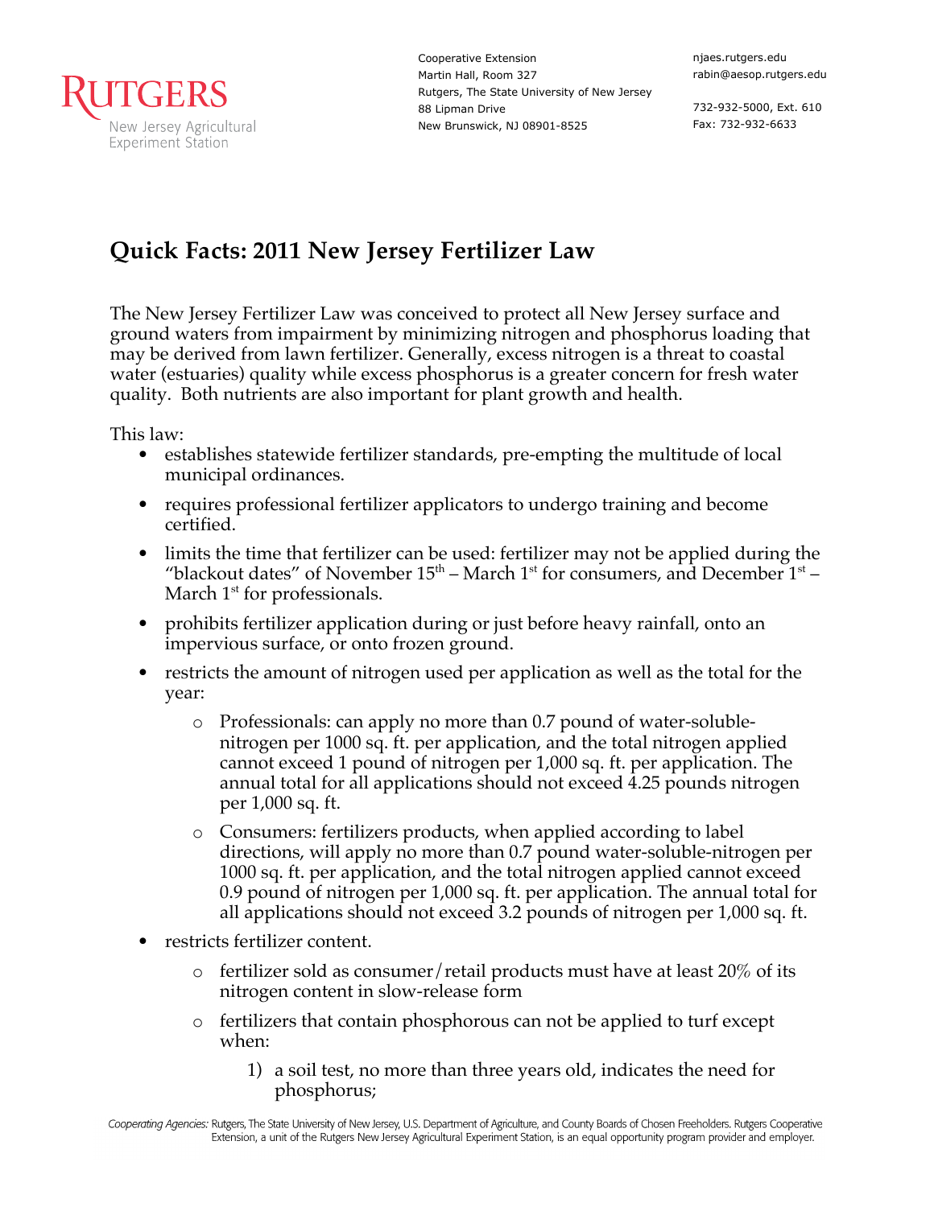Rutgers — New Jersey Agricultural Experiment Station

Cooperative Extension
Martin Hall, Room 327
Rutgers, The State University of New Jersey
88 Lipman Drive
New Brunswick, NJ 08901-8525

njaes.rutgers.edu
rabin@aesop.rutgers.edu

732-932-5000, Ext. 610
Fax: 732-932-6633

# Quick Facts: 2011 New Jersey Fertilizer Law

The New Jersey Fertilizer Law was conceived to protect all New Jersey surface and ground waters from impairment by minimizing nitrogen and phosphorus loading that may be derived from lawn fertilizer. Generally, excess nitrogen is a threat to coastal water (estuaries) quality while excess phosphorus is a greater concern for fresh water quality. Both nutrients are also important for plant growth and health.

This law:

- establishes statewide fertilizer standards, pre-empting the multitude of local municipal ordinances.
- requires professional fertilizer applicators to undergo training and become certified.
- limits the time that fertilizer can be used: fertilizer may not be applied during the "blackout dates" of November 15th – March 1st for consumers, and December 1st – March 1st for professionals.
- prohibits fertilizer application during or just before heavy rainfall, onto an impervious surface, or onto frozen ground.
- restricts the amount of nitrogen used per application as well as the total for the year:
  - Professionals: can apply no more than 0.7 pound of water-soluble-nitrogen per 1000 sq. ft. per application, and the total nitrogen applied cannot exceed 1 pound of nitrogen per 1,000 sq. ft. per application. The annual total for all applications should not exceed 4.25 pounds nitrogen per 1,000 sq. ft.
  - Consumers: fertilizers products, when applied according to label directions, will apply no more than 0.7 pound water-soluble-nitrogen per 1000 sq. ft. per application, and the total nitrogen applied cannot exceed 0.9 pound of nitrogen per 1,000 sq. ft. per application. The annual total for all applications should not exceed 3.2 pounds of nitrogen per 1,000 sq. ft.
- restricts fertilizer content.
  - fertilizer sold as consumer/retail products must have at least 20% of its nitrogen content in slow-release form
  - fertilizers that contain phosphorous can not be applied to turf except when:
    1) a soil test, no more than three years old, indicates the need for phosphorus;

*Cooperating Agencies:* Rutgers, The State University of New Jersey, U.S. Department of Agriculture, and County Boards of Chosen Freeholders. Rutgers Cooperative Extension, a unit of the Rutgers New Jersey Agricultural Experiment Station, is an equal opportunity program provider and employer.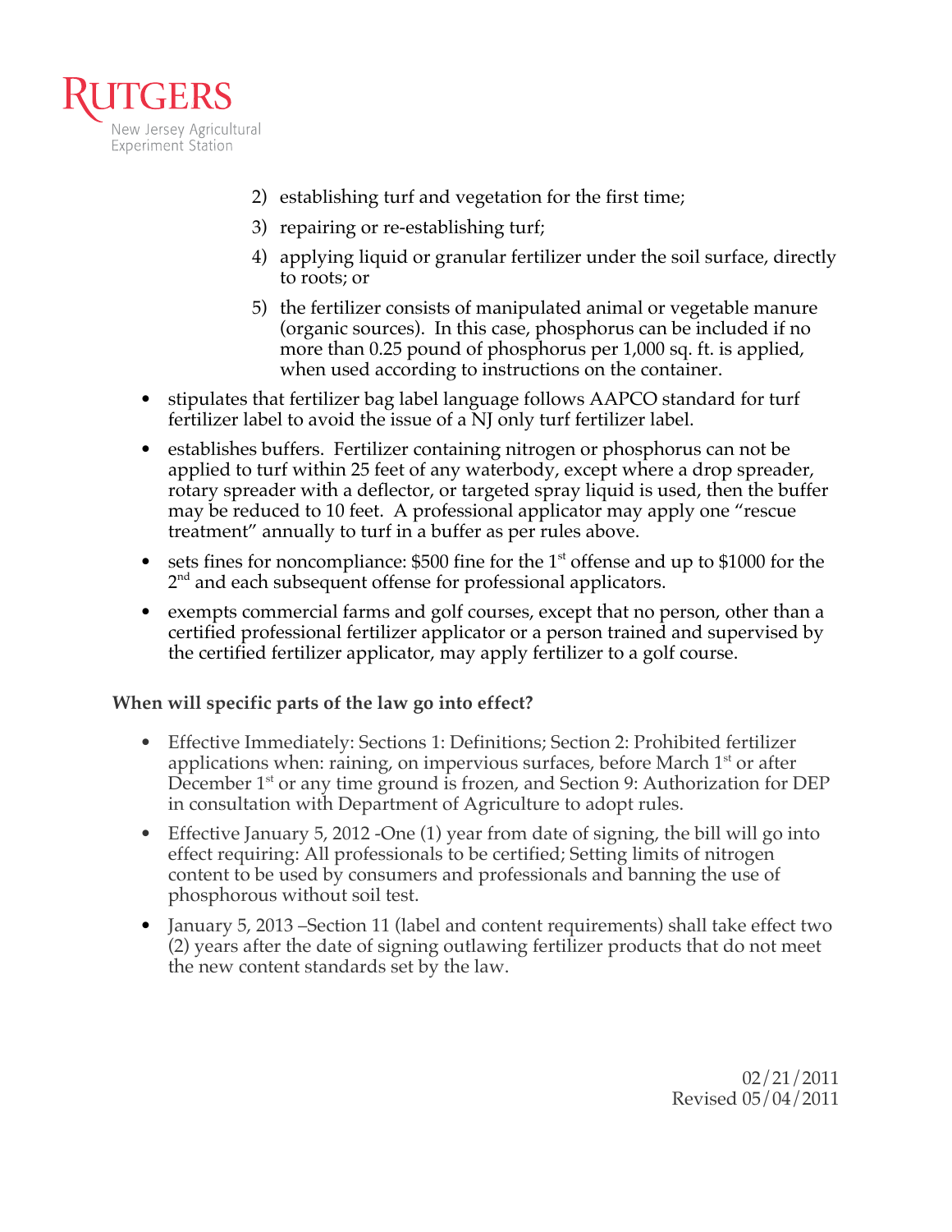2) establishing turf and vegetation for the first time;
3) repairing or re-establishing turf;
4) applying liquid or granular fertilizer under the soil surface, directly to roots; or
5) the fertilizer consists of manipulated animal or vegetable manure (organic sources). In this case, phosphorus can be included if no more than 0.25 pound of phosphorus per 1,000 sq. ft. is applied, when used according to instructions on the container.

- stipulates that fertilizer bag label language follows AAPCO standard for turf fertilizer label to avoid the issue of a NJ only turf fertilizer label.
- establishes buffers. Fertilizer containing nitrogen or phosphorus can not be applied to turf within 25 feet of any waterbody, except where a drop spreader, rotary spreader with a deflector, or targeted spray liquid is used, then the buffer may be reduced to 10 feet. A professional applicator may apply one "rescue treatment" annually to turf in a buffer as per rules above.
- sets fines for noncompliance: $500 fine for the 1st offense and up to $1000 for the 2nd and each subsequent offense for professional applicators.
- exempts commercial farms and golf courses, except that no person, other than a certified professional fertilizer applicator or a person trained and supervised by the certified fertilizer applicator, may apply fertilizer to a golf course.

**When will specific parts of the law go into effect?**

- Effective Immediately: Sections 1: Definitions; Section 2: Prohibited fertilizer applications when: raining, on impervious surfaces, before March 1st or after December 1st or any time ground is frozen, and Section 9: Authorization for DEP in consultation with Department of Agriculture to adopt rules.
- Effective January 5, 2012 -One (1) year from date of signing, the bill will go into effect requiring: All professionals to be certified; Setting limits of nitrogen content to be used by consumers and professionals and banning the use of phosphorous without soil test.
- January 5, 2013 –Section 11 (label and content requirements) shall take effect two (2) years after the date of signing outlawing fertilizer products that do not meet the new content standards set by the law.

02/21/2011
Revised 05/04/2011